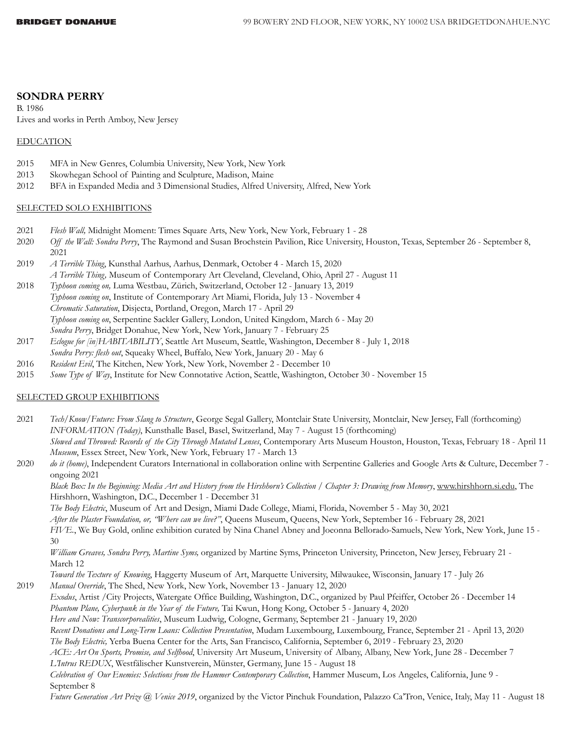# SONDRA PERRY

B. 1986
Lives and works in Perth Amboy, New Jersey

## EDUCATION

2015 MFA in New Genres, Columbia University, New York, New York
2013 Skowhegan School of Painting and Sculpture, Madison, Maine
2012 BFA in Expanded Media and 3 Dimensional Studies, Alfred University, Alfred, New York

## SELECTED SOLO EXHIBITIONS

2021 *Flesh Wall,* Midnight Moment: Times Square Arts, New York, New York, February 1 - 28
2020 *Off the Wall: Sondra Perry*, The Raymond and Susan Brochstein Pavilion, Rice University, Houston, Texas, September 26 - September 8, 2021
2019 *A Terrible Thing*, Kunsthal Aarhus, Aarhus, Denmark, October 4 - March 15, 2020
*A Terrible Thing,* Museum of Contemporary Art Cleveland, Cleveland, Ohio, April 27 - August 11
2018 *Typhoon coming on,* Luma Westbau, Zürich, Switzerland, October 12 - January 13, 2019
*Typhoon coming on*, Institute of Contemporary Art Miami, Florida, July 13 - November 4
*Chromatic Saturation*, Disjecta, Portland, Oregon, March 17 - April 29
*Typhoon coming on*, Serpentine Sackler Gallery, London, United Kingdom, March 6 - May 20
*Sondra Perry*, Bridget Donahue, New York, New York, January 7 - February 25
2017 *Eclogue for [in]HABITABILITY*, Seattle Art Museum, Seattle, Washington, December 8 - July 1, 2018
*Sondra Perry: flesh out*, Squeaky Wheel, Buffalo, New York, January 20 - May 6
2016 *Resident Evil*, The Kitchen, New York, New York, November 2 - December 10
2015 *Some Type of Way*, Institute for New Connotative Action, Seattle, Washington, October 30 - November 15

## SELECTED GROUP EXHIBITIONS

2021 *Tech/Know/Future: From Slang to Structure*, George Segal Gallery, Montclair State University, Montclair, New Jersey, Fall (forthcoming)
*INFORMATION (Today)*, Kunsthalle Basel, Basel, Switzerland, May 7 - August 15 (forthcoming)
*Slowed and Throwed: Records of the City Through Mutated Lenses*, Contemporary Arts Museum Houston, Houston, Texas, February 18 - April 11
*Museum*, Essex Street, New York, New York, February 17 - March 13
2020 *do it (home)*, Independent Curators International in collaboration online with Serpentine Galleries and Google Arts & Culture, December 7 - ongoing 2021
*Black Box: In the Beginning: Media Art and History from the Hirshhorn's Collection / Chapter 3: Drawing from Memory*, www.hirshhorn.si.edu, The Hirshhorn, Washington, D.C., December 1 - December 31
*The Body Electric*, Museum of Art and Design, Miami Dade College, Miami, Florida, November 5 - May 30, 2021
*After the Plaster Foundation, or, "Where can we live?"*, Queens Museum, Queens, New York, September 16 - February 28, 2021
*FIVE.*, We Buy Gold, online exhibition curated by Nina Chanel Abney and Joeonna Bellorado-Samuels, New York, New York, June 15 - 30
*William Greaves, Sondra Perry, Martine Syms,* organized by Martine Syms, Princeton University, Princeton, New Jersey, February 21 - March 12
*Toward the Texture of Knowing*, Haggerty Museum of Art, Marquette University, Milwaukee, Wisconsin, January 17 - July 26
2019 *Manual Override*, The Shed, New York, New York, November 13 - January 12, 2020
*Exodus*, Artist /City Projects, Watergate Office Building, Washington, D.C., organized by Paul Pfeiffer, October 26 - December 14
*Phantom Plane, Cyberpunk in the Year of the Future,* Tai Kwun, Hong Kong, October 5 - January 4, 2020
*Here and Now: Transcorporealities*, Museum Ludwig, Cologne, Germany, September 21 - January 19, 2020
*Recent Donations and Long-Term Loans: Collection Presentation*, Mudam Luxembourg, Luxembourg, France, September 21 - April 13, 2020
*The Body Electric,* Yerba Buena Center for the Arts, San Francisco, California, September 6, 2019 - February 23, 2020
*ACE: Art On Sports, Promise, and Selfhood*, University Art Museum, University of Albany, Albany, New York, June 28 - December 7
*L'Intrus REDUX*, Westfälischer Kunstverein, Münster, Germany, June 15 - August 18
*Celebration of Our Enemies: Selections from the Hammer Contemporary Collection*, Hammer Museum, Los Angeles, California, June 9 - September 8
*Future Generation Art Prize @ Venice 2019*, organized by the Victor Pinchuk Foundation, Palazzo Ca'Tron, Venice, Italy, May 11 - August 18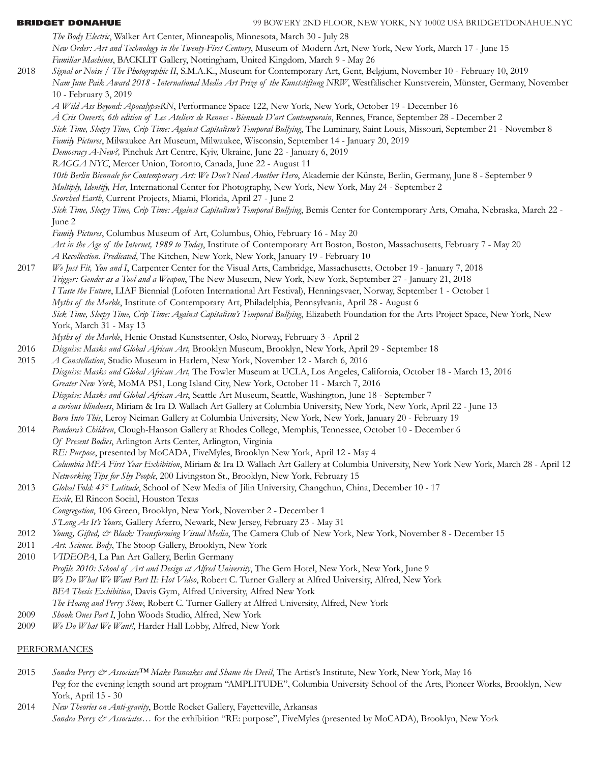*The Body Electric*, Walker Art Center, Minneapolis, Minnesota, March 30 - July 28
*New Order: Art and Technology in the Twenty-First Century*, Museum of Modern Art, New York, New York, March 17 - June 15
*Familiar Machines*, BACKLIT Gallery, Nottingham, United Kingdom, March 9 - May 26

2018 *Signal or Noise / The Photographic II*, S.M.A.K., Museum for Contemporary Art, Gent, Belgium, November 10 - February 10, 2019
*Nam June Paik Award 2018 - International Media Art Prize of the Kunststiftung NRW*, Westfälischer Kunstverein, Münster, Germany, November 10 - February 3, 2019
*A Wild Ass Beyond: ApocalypseRN*, Performance Space 122, New York, New York, October 19 - December 16
*À Cris Ouverts, 6th edition of Les Ateliers de Rennes - Biennale D'art Contemporain*, Rennes, France, September 28 - December 2
*Sick Time, Sleepy Time, Crip Time: Against Capitalism's Temporal Bullying*, The Luminary, Saint Louis, Missouri, September 21 - November 8
*Family Pictures*, Milwaukee Art Museum, Milwaukee, Wisconsin, September 14 - January 20, 2019
*Democracy A-New?,* Pinchuk Art Centre, Kyiv, Ukraine, June 22 - January 6, 2019
*RAGGA NYC*, Mercer Union, Toronto, Canada, June 22 - August 11
*10th Berlin Biennale for Contemporary Art: We Don't Need Another Hero*, Akademie der Künste, Berlin, Germany, June 8 - September 9
*Multiply, Identify, Her*, International Center for Photography, New York, New York, May 24 - September 2
*Scorched Earth*, Current Projects, Miami, Florida, April 27 - June 2
*Sick Time, Sleepy Time, Crip Time: Against Capitalism's Temporal Bullying*, Bemis Center for Contemporary Arts, Omaha, Nebraska, March 22 - June 2
*Family Pictures*, Columbus Museum of Art, Columbus, Ohio, February 16 - May 20
*Art in the Age of the Internet, 1989 to Today*, Institute of Contemporary Art Boston, Boston, Massachusetts, February 7 - May 20
*A Recollection. Predicated*, The Kitchen, New York, New York, January 19 - February 10

2017 *We Just Fit, You and I*, Carpenter Center for the Visual Arts, Cambridge, Massachusetts, October 19 - January 7, 2018
*Trigger: Gender as a Tool and a Weapon*, The New Museum, New York, New York, September 27 - January 21, 2018
*I Taste the Future*, LIAF Biennial (Lofoten International Art Festival), Henningsvaer, Norway, September 1 - October 1
*Myths of the Marble*, Institute of Contemporary Art, Philadelphia, Pennsylvania, April 28 - August 6
*Sick Time, Sleepy Time, Crip Time: Against Capitalism's Temporal Bullying*, Elizabeth Foundation for the Arts Project Space, New York, New York, March 31 - May 13
*Myths of the Marble*, Henie Onstad Kunstsenter, Oslo, Norway, February 3 - April 2

2016 *Disguise: Masks and Global African Art,* Brooklyn Museum, Brooklyn, New York, April 29 - September 18

2015 *A Constellation*, Studio Museum in Harlem, New York, November 12 - March 6, 2016
*Disguise: Masks and Global African Art,* The Fowler Museum at UCLA, Los Angeles, California, October 18 - March 13, 2016
*Greater New York*, MoMA PS1, Long Island City, New York, October 11 - March 7, 2016
*Disguise: Masks and Global African Art*, Seattle Art Museum, Seattle, Washington, June 18 - September 7
*a curious blindness*, Miriam & Ira D. Wallach Art Gallery at Columbia University, New York, New York, April 22 - June 13
*Born Into This*, Leroy Neiman Gallery at Columbia University, New York, New York, January 20 - February 19

2014 *Pandora's Children*, Clough-Hanson Gallery at Rhodes College, Memphis, Tennessee, October 10 - December 6
*Of Present Bodies*, Arlington Arts Center, Arlington, Virginia
*RE: Purpose*, presented by MoCADA, FiveMyles, Brooklyn New York, April 12 - May 4
*Columbia MFA First Year Exhibition*, Miriam & Ira D. Wallach Art Gallery at Columbia University, New York New York, March 28 - April 12
*Networking Tips for Shy People*, 200 Livingston St., Brooklyn, New York, February 15

2013 *Global Fold: 43° Latitude*, School of New Media of Jilin University, Changchun, China, December 10 - 17
*Exile*, El Rincon Social, Houston Texas
*Congregation*, 106 Green, Brooklyn, New York, November 2 - December 1
*S'Long As It's Yours*, Gallery Aferro, Newark, New Jersey, February 23 - May 31

2012 *Young, Gifted, & Black: Transforming Visual Media*, The Camera Club of New York, New York, November 8 - December 15

2011 *Art. Science. Body*, The Stoop Gallery, Brooklyn, New York

2010 *VIDEOPA*, La Pan Art Gallery, Berlin Germany
*Profile 2010: School of Art and Design at Alfred University*, The Gem Hotel, New York, New York, June 9
*We Do What We Want Part II: Hot Video*, Robert C. Turner Gallery at Alfred University, Alfred, New York
*BFA Thesis Exhibition*, Davis Gym, Alfred University, Alfred New York
*The Hoang and Perry Show*, Robert C. Turner Gallery at Alfred University, Alfred, New York

2009 *Shook Ones Part I*, John Woods Studio, Alfred, New York

2009 *We Do What We Want!*, Harder Hall Lobby, Alfred, New York

## PERFORMANCES

2015 *Sondra Perry & Associate™ Make Pancakes and Shame the Devil*, The Artist's Institute, New York, New York, May 16
Peg for the evening length sound art program "AMPLITUDE", Columbia University School of the Arts, Pioneer Works, Brooklyn, New York, April 15 - 30

2014 *New Theories on Anti-gravity*, Bottle Rocket Gallery, Fayetteville, Arkansas
*Sondra Perry & Associates…* for the exhibition "RE: purpose", FiveMyles (presented by MoCADA), Brooklyn, New York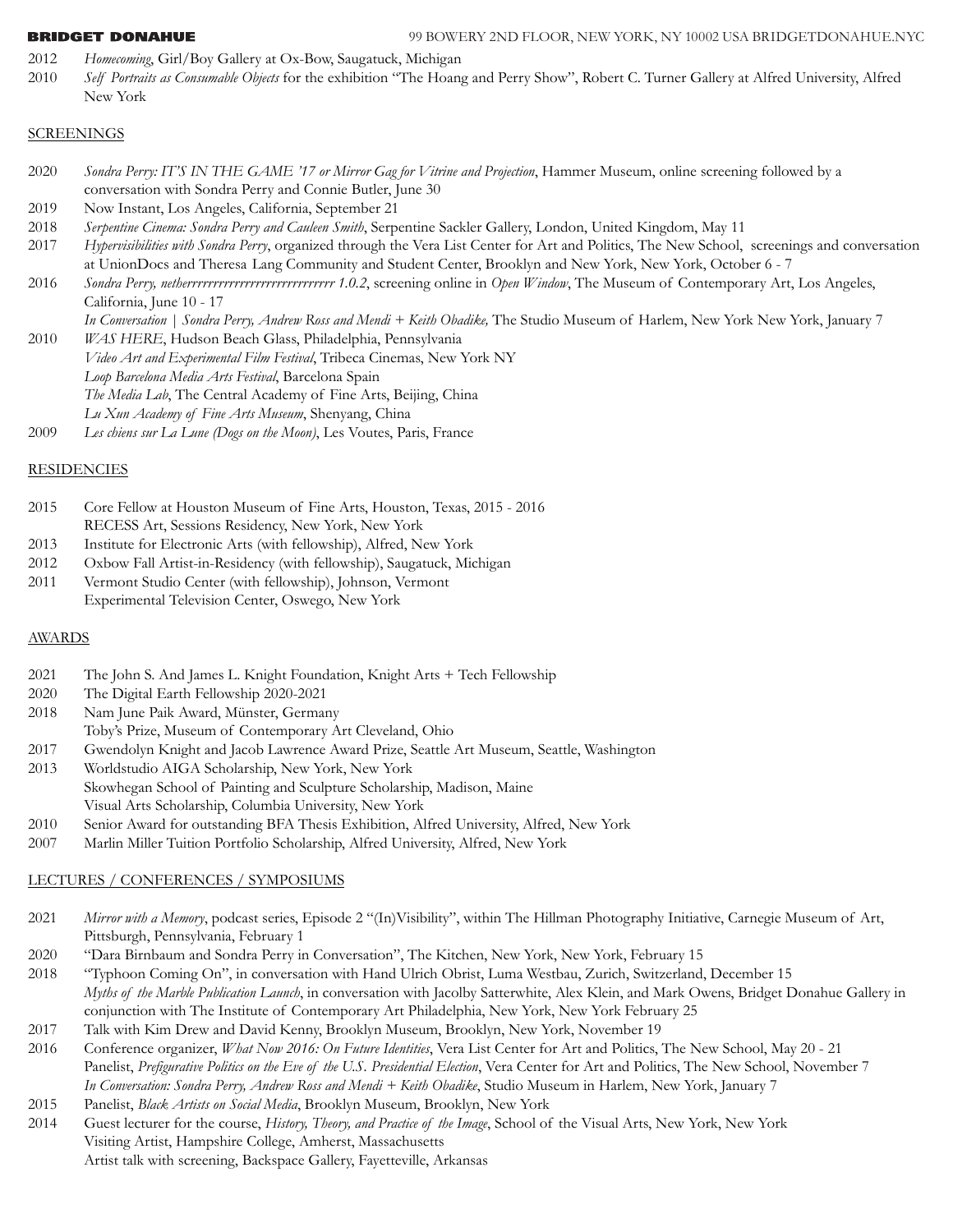2012 *Homecoming*, Girl/Boy Gallery at Ox-Bow, Saugatuck, Michigan

2010 *Self Portraits as Consumable Objects* for the exhibition "The Hoang and Perry Show", Robert C. Turner Gallery at Alfred University, Alfred New York

## SCREENINGS

2020 *Sondra Perry: IT'S IN THE GAME '17 or Mirror Gag for Vitrine and Projection*, Hammer Museum, online screening followed by a conversation with Sondra Perry and Connie Butler, June 30

2019 Now Instant, Los Angeles, California, September 21

2018 *Serpentine Cinema: Sondra Perry and Cauleen Smith*, Serpentine Sackler Gallery, London, United Kingdom, May 11

2017 *Hypervisibilities with Sondra Perry*, organized through the Vera List Center for Art and Politics, The New School, screenings and conversation at UnionDocs and Theresa Lang Community and Student Center, Brooklyn and New York, New York, October 6 - 7

2016 *Sondra Perry, netherrrrrrrrrrrrrrrrrrrrrrrrrrrr 1.0.2*, screening online in *Open Window*, The Museum of Contemporary Art, Los Angeles, California, June 10 - 17

*In Conversation | Sondra Perry, Andrew Ross and Mendi + Keith Obadike,* The Studio Museum of Harlem, New York New York, January 7

2010 *WAS HERE*, Hudson Beach Glass, Philadelphia, Pennsylvania

*Video Art and Experimental Film Festival*, Tribeca Cinemas, New York NY

*Loop Barcelona Media Arts Festival*, Barcelona Spain

*The Media Lab*, The Central Academy of Fine Arts, Beijing, China

*Lu Xun Academy of Fine Arts Museum*, Shenyang, China

2009 *Les chiens sur La Lune (Dogs on the Moon)*, Les Voutes, Paris, France

## RESIDENCIES

2015 Core Fellow at Houston Museum of Fine Arts, Houston, Texas, 2015 - 2016

RECESS Art, Sessions Residency, New York, New York

2013 Institute for Electronic Arts (with fellowship), Alfred, New York

2012 Oxbow Fall Artist-in-Residency (with fellowship), Saugatuck, Michigan

2011 Vermont Studio Center (with fellowship), Johnson, Vermont

Experimental Television Center, Oswego, New York

## AWARDS

2021 The John S. And James L. Knight Foundation, Knight Arts + Tech Fellowship

2020 The Digital Earth Fellowship 2020-2021

2018 Nam June Paik Award, Münster, Germany

Toby's Prize, Museum of Contemporary Art Cleveland, Ohio

2017 Gwendolyn Knight and Jacob Lawrence Award Prize, Seattle Art Museum, Seattle, Washington

2013 Worldstudio AIGA Scholarship, New York, New York

Skowhegan School of Painting and Sculpture Scholarship, Madison, Maine

Visual Arts Scholarship, Columbia University, New York

2010 Senior Award for outstanding BFA Thesis Exhibition, Alfred University, Alfred, New York

2007 Marlin Miller Tuition Portfolio Scholarship, Alfred University, Alfred, New York

## LECTURES / CONFERENCES / SYMPOSIUMS

2021 *Mirror with a Memory*, podcast series, Episode 2 "(In)Visibility", within The Hillman Photography Initiative, Carnegie Museum of Art, Pittsburgh, Pennsylvania, February 1

2020 "Dara Birnbaum and Sondra Perry in Conversation", The Kitchen, New York, New York, February 15

2018 "Typhoon Coming On", in conversation with Hand Ulrich Obrist, Luma Westbau, Zurich, Switzerland, December 15

*Myths of the Marble Publication Launch*, in conversation with Jacolby Satterwhite, Alex Klein, and Mark Owens, Bridget Donahue Gallery in conjunction with The Institute of Contemporary Art Philadelphia, New York, New York February 25

2017 Talk with Kim Drew and David Kenny, Brooklyn Museum, Brooklyn, New York, November 19

2016 Conference organizer, *What Now 2016: On Future Identities*, Vera List Center for Art and Politics, The New School, May 20 - 21

Panelist, *Prefigurative Politics on the Eve of the U.S. Presidential Election*, Vera Center for Art and Politics, The New School, November 7

*In Conversation: Sondra Perry, Andrew Ross and Mendi + Keith Obadike*, Studio Museum in Harlem, New York, January 7

2015 Panelist, *Black Artists on Social Media*, Brooklyn Museum, Brooklyn, New York

2014 Guest lecturer for the course, *History, Theory, and Practice of the Image*, School of the Visual Arts, New York, New York

Visiting Artist, Hampshire College, Amherst, Massachusetts

Artist talk with screening, Backspace Gallery, Fayetteville, Arkansas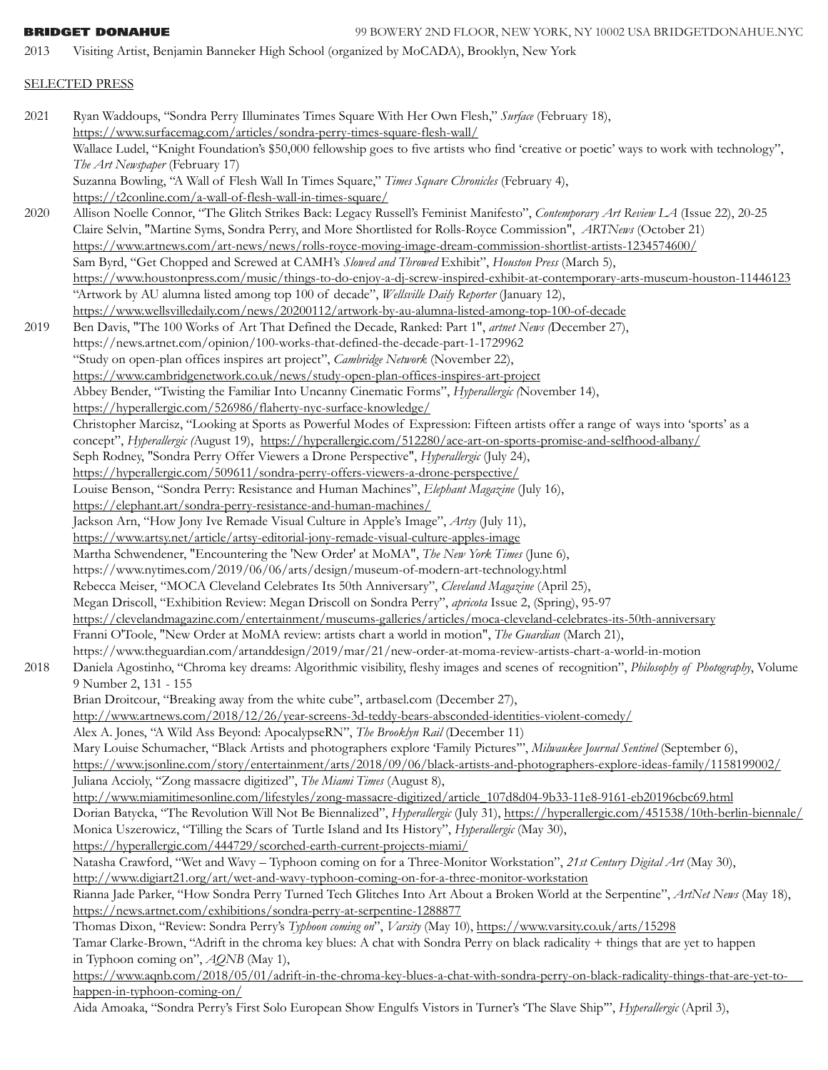2013 Visiting Artist, Benjamin Banneker High School (organized by MoCADA), Brooklyn, New York

## SELECTED PRESS

**2021**

Ryan Waddoups, "Sondra Perry Illuminates Times Square With Her Own Flesh," *Surface* (February 18), https://www.surfacemag.com/articles/sondra-perry-times-square-flesh-wall/

Wallace Ludel, "Knight Foundation's $50,000 fellowship goes to five artists who find 'creative or poetic' ways to work with technology", *The Art Newspaper* (February 17)

Suzanna Bowling, "A Wall of Flesh Wall In Times Square," *Times Square Chronicles* (February 4), https://t2conline.com/a-wall-of-flesh-wall-in-times-square/

**2020**

Allison Noelle Connor, "The Glitch Strikes Back: Legacy Russell's Feminist Manifesto", *Contemporary Art Review LA* (Issue 22), 20-25

Claire Selvin, "Martine Syms, Sondra Perry, and More Shortlisted for Rolls-Royce Commission", *ARTNews* (October 21) https://www.artnews.com/art-news/news/rolls-royce-moving-image-dream-commission-shortlist-artists-1234574600/

Sam Byrd, "Get Chopped and Screwed at CAMH's *Slowed and Throwed* Exhibit", *Houston Press* (March 5), https://www.houstonpress.com/music/things-to-do-enjoy-a-dj-screw-inspired-exhibit-at-contemporary-arts-museum-houston-11446123

"Artwork by AU alumna listed among top 100 of decade", *Wellsville Daily Reporter* (January 12), https://www.wellsvilledaily.com/news/20200112/artwork-by-au-alumna-listed-among-top-100-of-decade

**2019**

Ben Davis, "The 100 Works of Art That Defined the Decade, Ranked: Part 1", *artnet News* (December 27), https://news.artnet.com/opinion/100-works-that-defined-the-decade-part-1-1729962

"Study on open-plan offices inspires art project", *Cambridge Network* (November 22), https://www.cambridgenetwork.co.uk/news/study-open-plan-offices-inspires-art-project

Abbey Bender, "Twisting the Familiar Into Uncanny Cinematic Forms", *Hyperallergic* (November 14), https://hyperallergic.com/526986/flaherty-nyc-surface-knowledge/

Christopher Marcisz, "Looking at Sports as Powerful Modes of Expression: Fifteen artists offer a range of ways into 'sports' as a concept", *Hyperallergic* (August 19), https://hyperallergic.com/512280/ace-art-on-sports-promise-and-selfhood-albany/

Seph Rodney, "Sondra Perry Offer Viewers a Drone Perspective", *Hyperallergic* (July 24), https://hyperallergic.com/509611/sondra-perry-offers-viewers-a-drone-perspective/

Louise Benson, "Sondra Perry: Resistance and Human Machines", *Elephant Magazine* (July 16), https://elephant.art/sondra-perry-resistance-and-human-machines/

Jackson Arn, "How Jony Ive Remade Visual Culture in Apple's Image", *Artsy* (July 11), https://www.artsy.net/article/artsy-editorial-jony-remade-visual-culture-apples-image

Martha Schwendener, "Encountering the 'New Order' at MoMA", *The New York Times* (June 6), https://www.nytimes.com/2019/06/06/arts/design/museum-of-modern-art-technology.html

Rebecca Meiser, "MOCA Cleveland Celebrates Its 50th Anniversary", *Cleveland Magazine* (April 25),

Megan Driscoll, "Exhibition Review: Megan Driscoll on Sondra Perry", *apricota* Issue 2, (Spring), 95-97

https://clevelandmagazine.com/entertainment/museums-galleries/articles/moca-cleveland-celebrates-its-50th-anniversary

Franni O'Toole, "New Order at MoMA review: artists chart a world in motion", *The Guardian* (March 21), https://www.theguardian.com/artanddesign/2019/mar/21/new-order-at-moma-review-artists-chart-a-world-in-motion

**2018**

Daniela Agostinho, "Chroma key dreams: Algorithmic visibility, fleshy images and scenes of recognition", *Philosophy of Photography*, Volume 9 Number 2, 131 - 155

Brian Droitcour, "Breaking away from the white cube", artbasel.com (December 27), http://www.artnews.com/2018/12/26/year-screens-3d-teddy-bears-absconded-identities-violent-comedy/

Alex A. Jones, "A Wild Ass Beyond: ApocalypseRN", *The Brooklyn Rail* (December 11)

Mary Louise Schumacher, "Black Artists and photographers explore 'Family Pictures'", *Milwaukee Journal Sentinel* (September 6), https://www.jsonline.com/story/entertainment/arts/2018/09/06/black-artists-and-photographers-explore-ideas-family/1158199002/

Juliana Accioly, "Zong massacre digitized", *The Miami Times* (August 8), http://www.miamitimesonline.com/lifestyles/zong-massacre-digitized/article_107d8d04-9b33-11e8-9161-eb20196cbc69.html

Dorian Batycka, "The Revolution Will Not Be Biennalized", *Hyperallergic* (July 31), https://hyperallergic.com/451538/10th-berlin-biennale/

Monica Uszerowicz, "Tilling the Scars of Turtle Island and Its History", *Hyperallergic* (May 30), https://hyperallergic.com/444729/scorched-earth-current-projects-miami/

Natasha Crawford, "Wet and Wavy – Typhoon coming on for a Three-Monitor Workstation", *21st Century Digital Art* (May 30), http://www.digiart21.org/art/wet-and-wavy-typhoon-coming-on-for-a-three-monitor-workstation

Rianna Jade Parker, "How Sondra Perry Turned Tech Glitches Into Art About a Broken World at the Serpentine", *ArtNet News* (May 18), https://news.artnet.com/exhibitions/sondra-perry-at-serpentine-1288877

Thomas Dixon, "Review: Sondra Perry's *Typhoon coming on*", *Varsity* (May 10), https://www.varsity.co.uk/arts/15298

Tamar Clarke-Brown, "Adrift in the chroma key blues: A chat with Sondra Perry on black radicality + things that are yet to happen in Typhoon coming on", *AQNB* (May 1), https://www.aqnb.com/2018/05/01/adrift-in-the-chroma-key-blues-a-chat-with-sondra-perry-on-black-radicality-things-that-are-yet-to-happen-in-typhoon-coming-on/

Aida Amoaka, "Sondra Perry's First Solo European Show Engulfs Vistors in Turner's 'The Slave Ship'", *Hyperallergic* (April 3),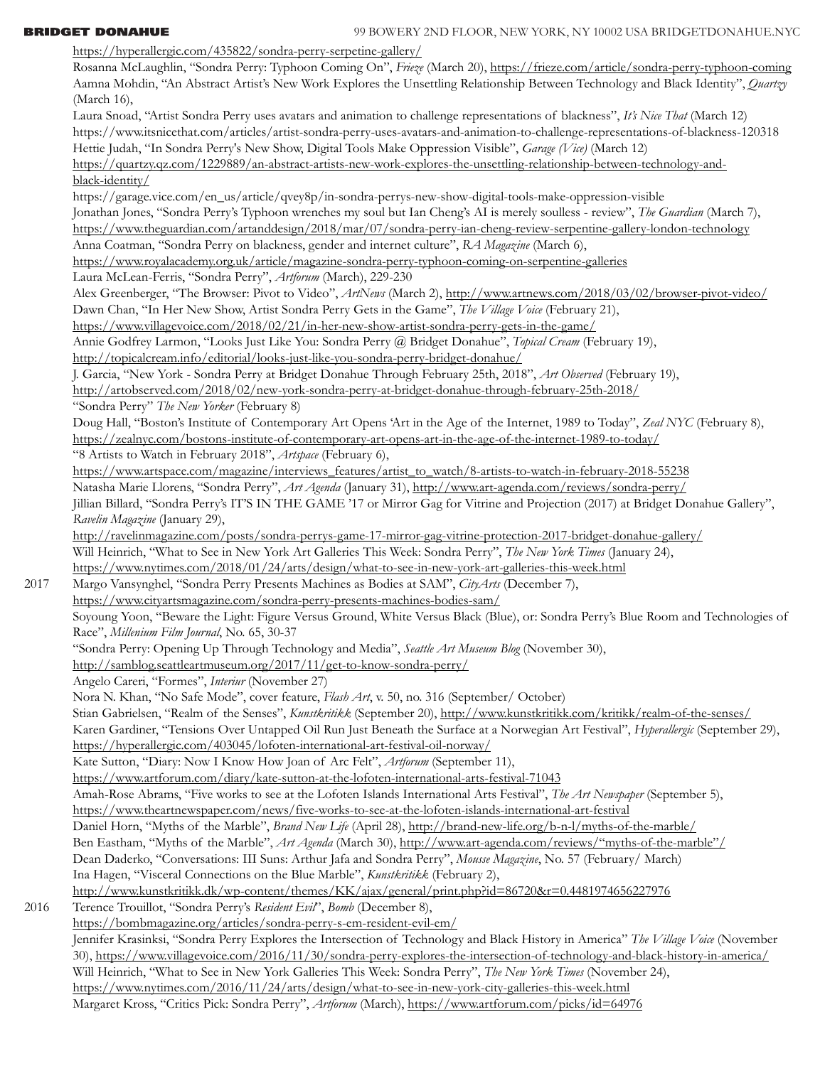https://hyperallergic.com/435822/sondra-perry-serpetine-gallery/
Rosanna McLaughlin, "Sondra Perry: Typhoon Coming On", *Frieze* (March 20), https://frieze.com/article/sondra-perry-typhoon-coming
Aamna Mohdin, "An Abstract Artist's New Work Explores the Unsettling Relationship Between Technology and Black Identity", *Quartzy* (March 16),
Laura Snoad, "Artist Sondra Perry uses avatars and animation to challenge representations of blackness", *It's Nice That* (March 12)
https://www.itsnicethat.com/articles/artist-sondra-perry-uses-avatars-and-animation-to-challenge-representations-of-blackness-120318
Hettie Judah, "In Sondra Perry's New Show, Digital Tools Make Oppression Visible", *Garage (Vice)* (March 12)
https://quartzy.qz.com/1229889/an-abstract-artists-new-work-explores-the-unsettling-relationship-between-technology-and-black-identity/
https://garage.vice.com/en_us/article/qvey8p/in-sondra-perrys-new-show-digital-tools-make-oppression-visible
Jonathan Jones, "Sondra Perry's Typhoon wrenches my soul but Ian Cheng's AI is merely soulless - review", *The Guardian* (March 7), https://www.theguardian.com/artanddesign/2018/mar/07/sondra-perry-ian-cheng-review-serpentine-gallery-london-technology
Anna Coatman, "Sondra Perry on blackness, gender and internet culture", *RA Magazine* (March 6),
https://www.royalacademy.org.uk/article/magazine-sondra-perry-typhoon-coming-on-serpentine-galleries
Laura McLean-Ferris, "Sondra Perry", *Artforum* (March), 229-230
Alex Greenberger, "The Browser: Pivot to Video", *ArtNews* (March 2), http://www.artnews.com/2018/03/02/browser-pivot-video/
Dawn Chan, "In Her New Show, Artist Sondra Perry Gets in the Game", *The Village Voice* (February 21),
https://www.villagevoice.com/2018/02/21/in-her-new-show-artist-sondra-perry-gets-in-the-game/
Annie Godfrey Larmon, "Looks Just Like You: Sondra Perry @ Bridget Donahue", *Topical Cream* (February 19),
http://topicalcream.info/editorial/looks-just-like-you-sondra-perry-bridget-donahue/
J. Garcia, "New York - Sondra Perry at Bridget Donahue Through February 25th, 2018", *Art Observed* (February 19),
http://artobserved.com/2018/02/new-york-sondra-perry-at-bridget-donahue-through-february-25th-2018/
"Sondra Perry" *The New Yorker* (February 8)
Doug Hall, "Boston's Institute of Contemporary Art Opens 'Art in the Age of the Internet, 1989 to Today", *Zeal NYC* (February 8),
https://zealnyc.com/bostons-institute-of-contemporary-art-opens-art-in-the-age-of-the-internet-1989-to-today/
"8 Artists to Watch in February 2018", *Artspace* (February 6),
https://www.artspace.com/magazine/interviews_features/artist_to_watch/8-artists-to-watch-in-february-2018-55238
Natasha Marie Llorens, "Sondra Perry", *Art Agenda* (January 31), http://www.art-agenda.com/reviews/sondra-perry/
Jillian Billard, "Sondra Perry's IT"S IN THE GAME '17 or Mirror Gag for Vitrine and Projection (2017) at Bridget Donahue Gallery", *Ravelin Magazine* (January 29),
http://ravelinmagazine.com/posts/sondra-perrys-game-17-mirror-gag-vitrine-protection-2017-bridget-donahue-gallery/
Will Heinrich, "What to See in New York Art Galleries This Week: Sondra Perry", *The New York Times* (January 24),
https://www.nytimes.com/2018/01/24/arts/design/what-to-see-in-new-york-art-galleries-this-week.html

2017 Margo Vansynghel, "Sondra Perry Presents Machines as Bodies at SAM", *CityArts* (December 7),
https://www.cityartsmagazine.com/sondra-perry-presents-machines-bodies-sam/
Soyoung Yoon, "Beware the Light: Figure Versus Ground, White Versus Black (Blue), or: Sondra Perry's Blue Room and Technologies of Race", *Millenium Film Journal*, No. 65, 30-37
"Sondra Perry: Opening Up Through Technology and Media", *Seattle Art Museum Blog* (November 30),
http://samblog.seattleartmuseum.org/2017/11/get-to-know-sondra-perry/
Angelo Careri, "Formes", *Interiur* (November 27)
Nora N. Khan, "No Safe Mode", cover feature, *Flash Art*, v. 50, no. 316 (September/ October)
Stian Gabrielsen, "Realm of the Senses", *Kunstkritikk* (September 20), http://www.kunstkritikk.com/kritikk/realm-of-the-senses/
Karen Gardiner, "Tensions Over Untapped Oil Run Just Beneath the Surface at a Norwegian Art Festival", *Hyperallergic* (September 29),
https://hyperallergic.com/403045/lofoten-international-art-festival-oil-norway/
Kate Sutton, "Diary: Now I Know How Joan of Arc Felt", *Artforum* (September 11),
https://www.artforum.com/diary/kate-sutton-at-the-lofoten-international-arts-festival-71043
Amah-Rose Abrams, "Five works to see at the Lofoten Islands International Arts Festival", *The Art Newspaper* (September 5),
https://www.theartnewspaper.com/news/five-works-to-see-at-the-lofoten-islands-international-art-festival
Daniel Horn, "Myths of the Marble", *Brand New Life* (April 28), http://brand-new-life.org/b-n-l/myths-of-the-marble/
Ben Eastham, "Myths of the Marble", *Art Agenda* (March 30), http://www.art-agenda.com/reviews/"myths-of-the-marble"/
Dean Daderko, "Conversations: III Suns: Arthur Jafa and Sondra Perry", *Mousse Magazine*, No. 57 (February/ March)
Ina Hagen, "Visceral Connections on the Blue Marble", *Kunstkritikk* (February 2),
http://www.kunstkritikk.dk/wp-content/themes/KK/ajax/general/print.php?id=86720&r=0.4481974656227976

2016 Terence Trouillot, "Sondra Perry's *Resident Evil*", *Bomb* (December 8),
https://bombmagazine.org/articles/sondra-perry-s-em-resident-evil-em/
Jennifer Krasinksi, "Sondra Perry Explores the Intersection of Technology and Black History in America" *The Village Voice* (November 30), https://www.villagevoice.com/2016/11/30/sondra-perry-explores-the-intersection-of-technology-and-black-history-in-america/
Will Heinrich, "What to See in New York Galleries This Week: Sondra Perry", *The New York Times* (November 24),
https://www.nytimes.com/2016/11/24/arts/design/what-to-see-in-new-york-city-galleries-this-week.html
Margaret Kross, "Critics Pick: Sondra Perry", *Artforum* (March), https://www.artforum.com/picks/id=64976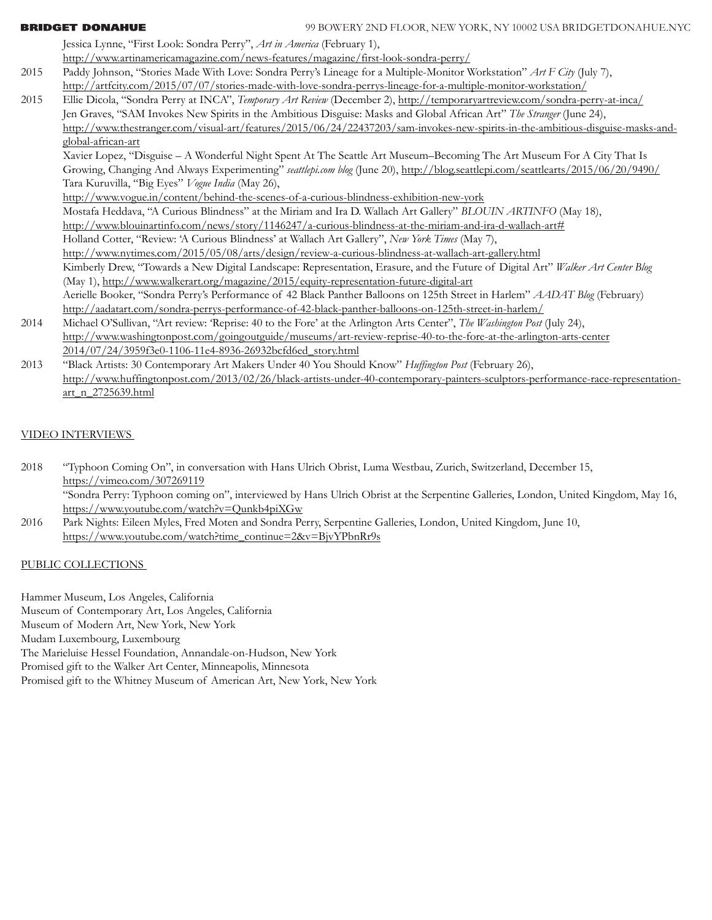Jessica Lynne, "First Look: Sondra Perry", *Art in America* (February 1), http://www.artinamericamagazine.com/news-features/magazine/first-look-sondra-perry/

2015 Paddy Johnson, "Stories Made With Love: Sondra Perry's Lineage for a Multiple-Monitor Workstation" *Art F City* (July 7), http://artfcity.com/2015/07/07/stories-made-with-love-sondra-perrys-lineage-for-a-multiple-monitor-workstation/

2015 Ellie Dicola, "Sondra Perry at INCA", *Temporary Art Review* (December 2), http://temporaryartreview.com/sondra-perry-at-inca/

Jen Graves, "SAM Invokes New Spirits in the Ambitious Disguise: Masks and Global African Art" *The Stranger* (June 24), http://www.thestranger.com/visual-art/features/2015/06/24/22437203/sam-invokes-new-spirits-in-the-ambitious-disguise-masks-and-global-african-art

Xavier Lopez, "Disguise – A Wonderful Night Spent At The Seattle Art Museum–Becoming The Art Museum For A City That Is Growing, Changing And Always Experimenting" *seattlepi.com blog* (June 20), http://blog.seattlepi.com/seattlearts/2015/06/20/9490/

Tara Kuruvilla, "Big Eyes" *Vogue India* (May 26), http://www.vogue.in/content/behind-the-scenes-of-a-curious-blindness-exhibition-new-york

Mostafa Heddava, "A Curious Blindness" at the Miriam and Ira D. Wallach Art Gallery" *BLOUIN ARTINFO* (May 18), http://www.blouinartinfo.com/news/story/1146247/a-curious-blindness-at-the-miriam-and-ira-d-wallach-art#

Holland Cotter, "Review: 'A Curious Blindness' at Wallach Art Gallery", *New York Times* (May 7), http://www.nytimes.com/2015/05/08/arts/design/review-a-curious-blindness-at-wallach-art-gallery.html

Kimberly Drew, "Towards a New Digital Landscape: Representation, Erasure, and the Future of Digital Art" *Walker Art Center Blog* (May 1), http://www.walkerart.org/magazine/2015/equity-representation-future-digital-art

Aerielle Booker, "Sondra Perry's Performance of 42 Black Panther Balloons on 125th Street in Harlem" *AADAT Blog* (February) http://aadatart.com/sondra-perrys-performance-of-42-black-panther-balloons-on-125th-street-in-harlem/

2014 Michael O'Sullivan, "Art review: 'Reprise: 40 to the Fore' at the Arlington Arts Center", *The Washington Post* (July 24), http://www.washingtonpost.com/goingoutguide/museums/art-review-reprise-40-to-the-fore-at-the-arlington-arts-center 2014/07/24/3959f3e0-1106-11e4-8936-26932bcfd6ed_story.html

2013 "Black Artists: 30 Contemporary Art Makers Under 40 You Should Know" *Huffington Post* (February 26), http://www.huffingtonpost.com/2013/02/26/black-artists-under-40-contemporary-painters-sculptors-performance-race-representation-art_n_2725639.html

## VIDEO INTERVIEWS

2018 "Typhoon Coming On", in conversation with Hans Ulrich Obrist, Luma Westbau, Zurich, Switzerland, December 15, https://vimeo.com/307269119

"Sondra Perry: Typhoon coming on", interviewed by Hans Ulrich Obrist at the Serpentine Galleries, London, United Kingdom, May 16, https://www.youtube.com/watch?v=Qunkb4piXGw

2016 Park Nights: Eileen Myles, Fred Moten and Sondra Perry, Serpentine Galleries, London, United Kingdom, June 10, https://www.youtube.com/watch?time_continue=2&v=BjvYPbnRr9s

## PUBLIC COLLECTIONS

Hammer Museum, Los Angeles, California
Museum of Contemporary Art, Los Angeles, California
Museum of Modern Art, New York, New York
Mudam Luxembourg, Luxembourg
The Marieluise Hessel Foundation, Annandale-on-Hudson, New York
Promised gift to the Walker Art Center, Minneapolis, Minnesota
Promised gift to the Whitney Museum of American Art, New York, New York